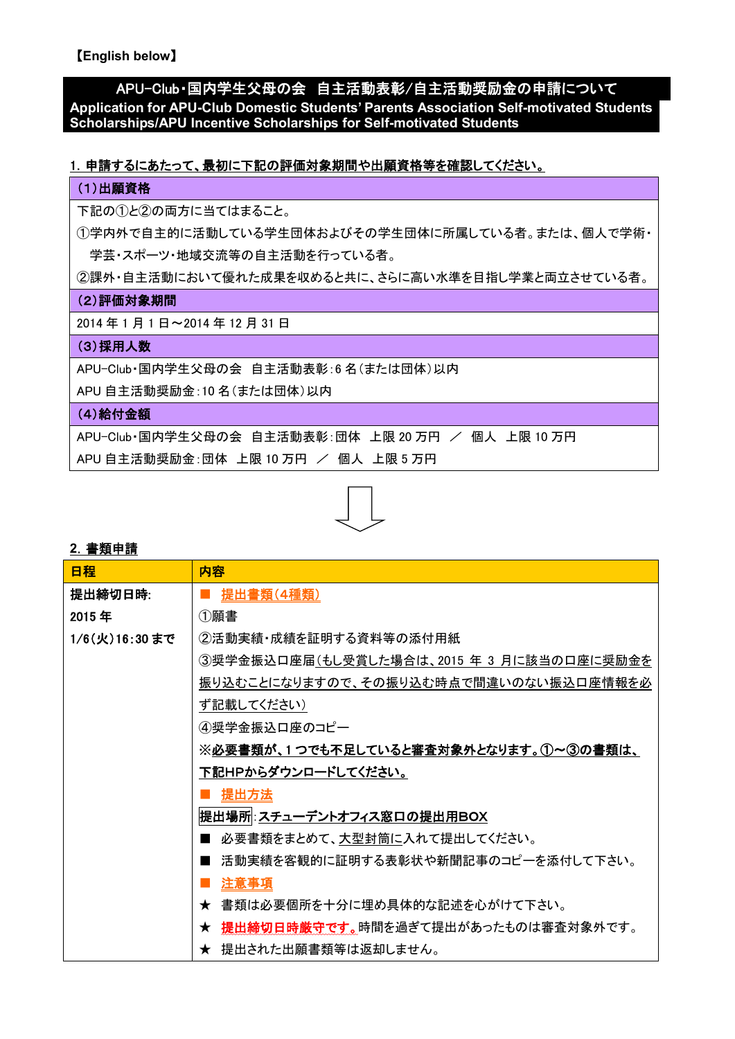【English below】

# APU-Club・国内学生父母の会　自主活動表彰/自主活動奨励金の申請について
# Application for APU-Club Domestic Students' Parents Association Self-motivated Students Scholarships/APU Incentive Scholarships for Self-motivated Students

## 1. 申請するにあたって、最初に下記の評価対象期間や出願資格等を確認してください。

**（1）出願資格**

下記の①と②の両方に当てはまること。

①学内外で自主的に活動している学生団体およびその学生団体に所属している者。または、個人で学術・学芸・スポーツ・地域交流等の自主活動を行っている者。

②課外・自主活動において優れた成果を収めると共に、さらに高い水準を目指し学業と両立させている者。

**（2）評価対象期間**

2014 年 1 月 1 日～2014 年 12 月 31 日

**（3）採用人数**

APU-Club・国内学生父母の会　自主活動表彰：6 名（または団体）以内

APU 自主活動奨励金：10 名（または団体）以内

**（4）給付金額**

APU-Club・国内学生父母の会　自主活動表彰：団体　上限 20 万円　／　個人　上限 10 万円

APU 自主活動奨励金：団体　上限 10 万円　／　個人　上限 5 万円

⇩

## 2. 書類申請

| 日程 | 内容 |
| --- | --- |
| **提出締切日時:**<br>**2015 年**<br>**1/6（火）16:30 まで** | ■ 提出書類（4種類）<br>①願書<br>②活動実績・成績を証明する資料等の添付用紙<br>③奨学金振込口座届（もし受賞した場合は、2015 年 3 月に該当の口座に奨励金を振り込むことになりますので、その振り込む時点で間違いのない振込口座情報を必ず記載してください）<br>④奨学金振込口座のコピー<br>**※必要書類が、1 つでも不足していると審査対象外となります。①～③の書類は、下記HPからダウンロードしてください。**<br>■ 提出方法<br>**提出場所**：**スチューデントオフィス窓口の提出用BOX**<br>■ 必要書類をまとめて、大型封筒に入れて提出してください。<br>■ 活動実績を客観的に証明する表彰状や新聞記事のコピーを添付して下さい。<br>■ 注意事項<br>★ 書類は必要個所を十分に埋め具体的な記述を心がけて下さい。<br>★ **提出締切日時厳守です。**時間を過ぎて提出があったものは審査対象外です。<br>★ 提出された出願書類等は返却しません。 |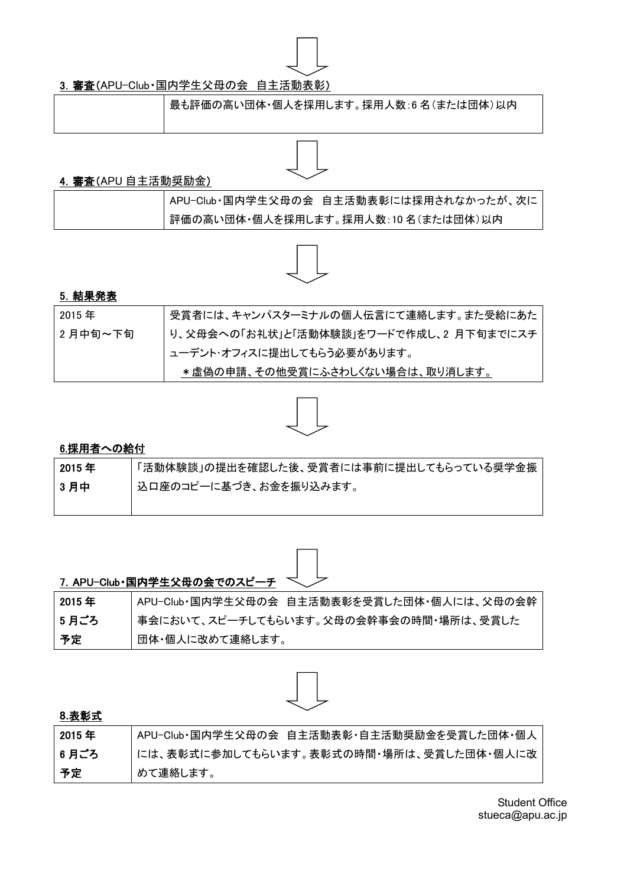### 3. 審査（APU-Club・国内学生父母の会　自主活動表彰）

| | |
|---|---|
| | 最も評価の高い団体・個人を採用します。採用人数:6 名（または団体）以内 |

### 4. 審査（APU 自主活動奨励金）

| | |
|---|---|
| | APU-Club・国内学生父母の会　自主活動表彰には採用されなかったが、次に評価の高い団体・個人を採用します。採用人数:10 名（または団体）以内 |

### 5. 結果発表

| | |
|---|---|
| 2015 年<br>2 月中旬～下旬 | 受賞者には、キャンパスターミナルの個人伝言にて連絡します。また受給にあたり、父母会への「お礼状」と「活動体験談」をワードで作成し、2 月下旬までにスチューデント･オフィスに提出してもらう必要があります。<br>＊虚偽の申請、その他受賞にふさわしくない場合は、取り消します。 |

### 6.採用者への給付

| | |
|---|---|
| **2015 年**<br>**3 月中** | 「活動体験談」の提出を確認した後、受賞者には事前に提出してもらっている奨学金振込口座のコピーに基づき、お金を振り込みます。 |

### 7. APU-Club・国内学生父母の会でのスピーチ

| | |
|---|---|
| **2015 年**<br>**5 月ごろ**<br>**予定** | APU-Club・国内学生父母の会　自主活動表彰を受賞した団体・個人には、父母の会幹事会において、スピーチしてもらいます。父母の会幹事会の時間・場所は、受賞した団体・個人に改めて連絡します。 |

### 8.表彰式

| | |
|---|---|
| **2015 年**<br>**6 月ごろ**<br>**予定** | APU-Club・国内学生父母の会　自主活動表彰・自主活動奨励金を受賞した団体・個人には、表彰式に参加してもらいます。表彰式の時間・場所は、受賞した団体・個人に改めて連絡します。 |

Student Office
stueca@apu.ac.jp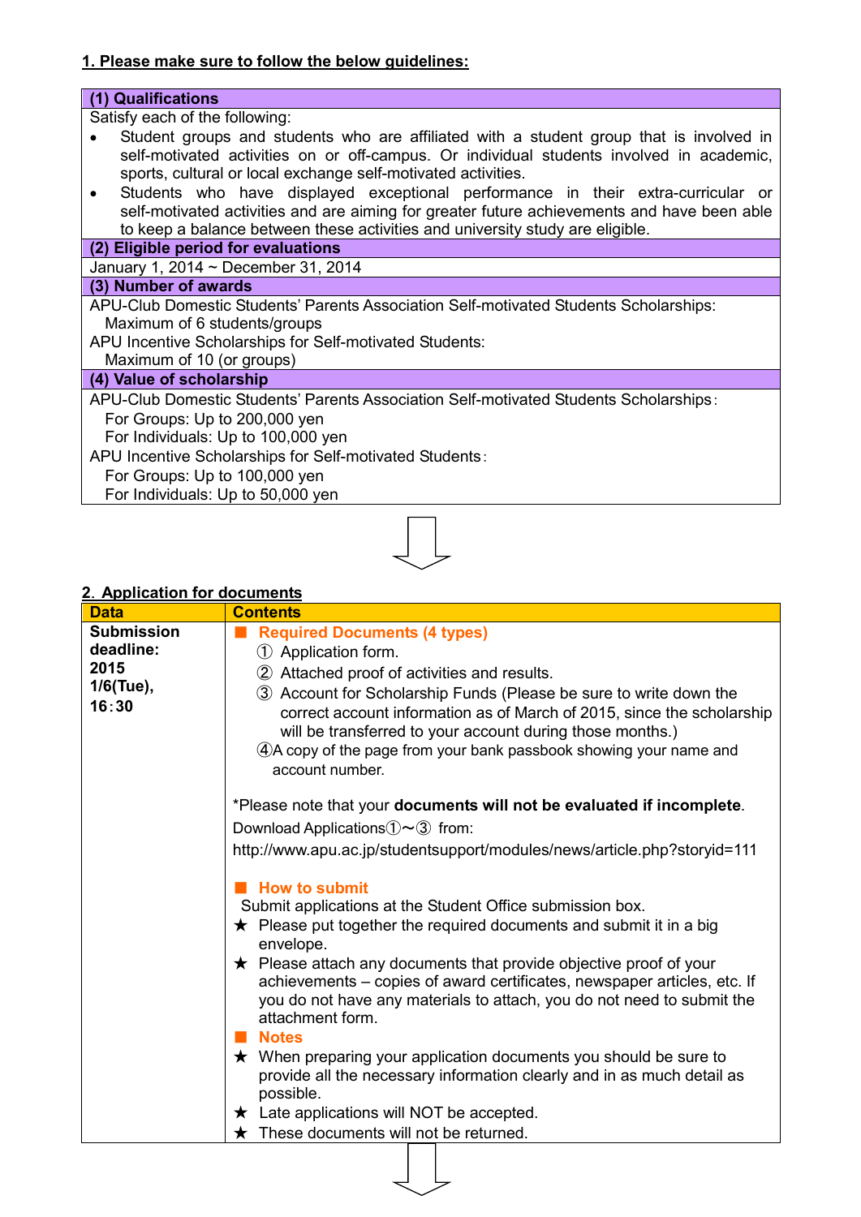**1. Please make sure to follow the below guidelines:**

| (1) Qualifications |
|---|
| Satisfy each of the following:<br>• Student groups and students who are affiliated with a student group that is involved in self-motivated activities on or off-campus. Or individual students involved in academic, sports, cultural or local exchange self-motivated activities.<br>• Students who have displayed exceptional performance in their extra-curricular or self-motivated activities and are aiming for greater future achievements and have been able to keep a balance between these activities and university study are eligible. |
| **(2) Eligible period for evaluations** |
| January 1, 2014 ~ December 31, 2014 |
| **(3) Number of awards** |
| APU-Club Domestic Students' Parents Association Self-motivated Students Scholarships:<br>Maximum of 6 students/groups<br>APU Incentive Scholarships for Self-motivated Students:<br>Maximum of 10 (or groups) |
| **(4) Value of scholarship** |
| APU-Club Domestic Students' Parents Association Self-motivated Students Scholarships：<br>For Groups: Up to 200,000 yen<br>For Individuals: Up to 100,000 yen<br>APU Incentive Scholarships for Self-motivated Students：<br>For Groups: Up to 100,000 yen<br>For Individuals: Up to 50,000 yen |

**2. Application for documents**

| Data | Contents |
|---|---|
| **Submission deadline: 2015 1/6(Tue), 16：30** | ■ **Required Documents (4 types)**<br>① Application form.<br>② Attached proof of activities and results.<br>③ Account for Scholarship Funds (Please be sure to write down the correct account information as of March of 2015, since the scholarship will be transferred to your account during those months.)<br>④A copy of the page from your bank passbook showing your name and account number.<br><br>*Please note that your **documents will not be evaluated if incomplete**.<br>Download Applications①～③ from:<br>http://www.apu.ac.jp/studentsupport/modules/news/article.php?storyid=111<br><br>■ **How to submit**<br>Submit applications at the Student Office submission box.<br>★ Please put together the required documents and submit it in a big envelope.<br>★ Please attach any documents that provide objective proof of your achievements – copies of award certificates, newspaper articles, etc. If you do not have any materials to attach, you do not need to submit the attachment form.<br>■ **Notes**<br>★ When preparing your application documents you should be sure to provide all the necessary information clearly and in as much detail as possible.<br>★ Late applications will NOT be accepted.<br>★ These documents will not be returned. |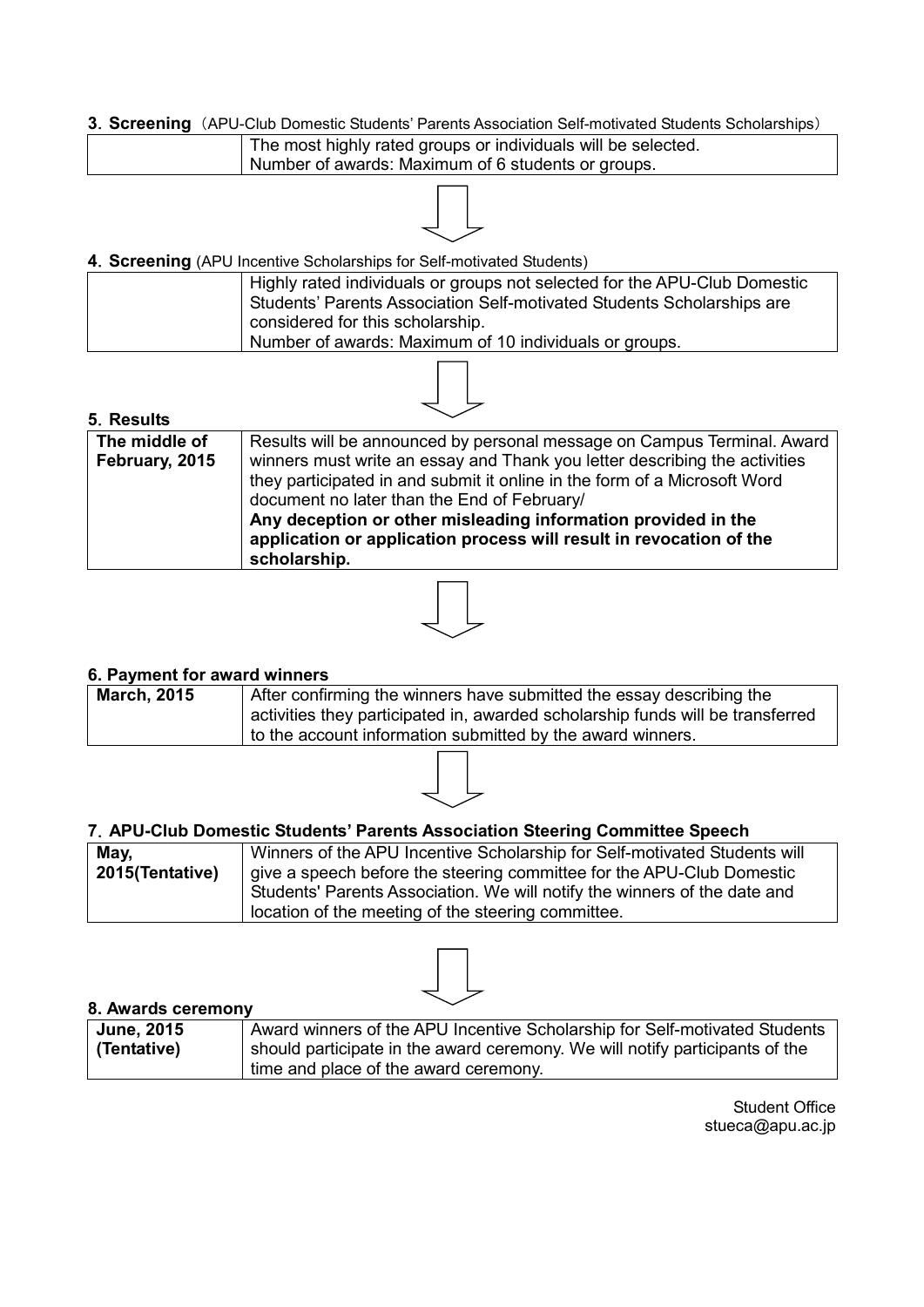## 3. Screening（APU-Club Domestic Students' Parents Association Self-motivated Students Scholarships）

| | |
|---|---|
| | The most highly rated groups or individuals will be selected.<br>Number of awards: Maximum of 6 students or groups. |

## 4. Screening (APU Incentive Scholarships for Self-motivated Students)

| | |
|---|---|
| | Highly rated individuals or groups not selected for the APU-Club Domestic Students' Parents Association Self-motivated Students Scholarships are considered for this scholarship.<br>Number of awards: Maximum of 10 individuals or groups. |

## 5. Results

| | |
|---|---|
| **The middle of February, 2015** | Results will be announced by personal message on Campus Terminal. Award winners must write an essay and Thank you letter describing the activities they participated in and submit it online in the form of a Microsoft Word document no later than the End of February/<br>**Any deception or other misleading information provided in the application or application process will result in revocation of the scholarship.** |

## 6. Payment for award winners

| | |
|---|---|
| **March, 2015** | After confirming the winners have submitted the essay describing the activities they participated in, awarded scholarship funds will be transferred to the account information submitted by the award winners. |

## 7. APU-Club Domestic Students' Parents Association Steering Committee Speech

| | |
|---|---|
| **May, 2015(Tentative)** | Winners of the APU Incentive Scholarship for Self-motivated Students will give a speech before the steering committee for the APU-Club Domestic Students' Parents Association. We will notify the winners of the date and location of the meeting of the steering committee. |

## 8. Awards ceremony

| | |
|---|---|
| **June, 2015 (Tentative)** | Award winners of the APU Incentive Scholarship for Self-motivated Students should participate in the award ceremony. We will notify participants of the time and place of the award ceremony. |

Student Office
stueca@apu.ac.jp